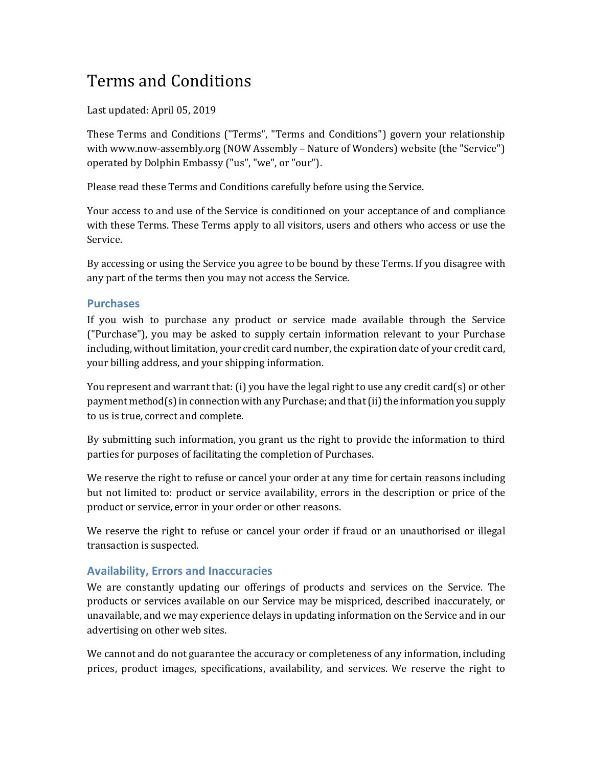# Terms and Conditions

Last updated: April 05, 2019

These Terms and Conditions ("Terms", "Terms and Conditions") govern your relationship with www.now-assembly.org (NOW Assembly – Nature of Wonders) website (the "Service") operated by Dolphin Embassy ("us", "we", or "our").

Please read these Terms and Conditions carefully before using the Service.

Your access to and use of the Service is conditioned on your acceptance of and compliance with these Terms. These Terms apply to all visitors, users and others who access or use the Service.

By accessing or using the Service you agree to be bound by these Terms. If you disagree with any part of the terms then you may not access the Service.

## Purchases

If you wish to purchase any product or service made available through the Service ("Purchase"), you may be asked to supply certain information relevant to your Purchase including, without limitation, your credit card number, the expiration date of your credit card, your billing address, and your shipping information.

You represent and warrant that: (i) you have the legal right to use any credit card(s) or other payment method(s) in connection with any Purchase; and that (ii) the information you supply to us is true, correct and complete.

By submitting such information, you grant us the right to provide the information to third parties for purposes of facilitating the completion of Purchases.

We reserve the right to refuse or cancel your order at any time for certain reasons including but not limited to: product or service availability, errors in the description or price of the product or service, error in your order or other reasons.

We reserve the right to refuse or cancel your order if fraud or an unauthorised or illegal transaction is suspected.

## Availability, Errors and Inaccuracies

We are constantly updating our offerings of products and services on the Service. The products or services available on our Service may be mispriced, described inaccurately, or unavailable, and we may experience delays in updating information on the Service and in our advertising on other web sites.

We cannot and do not guarantee the accuracy or completeness of any information, including prices, product images, specifications, availability, and services. We reserve the right to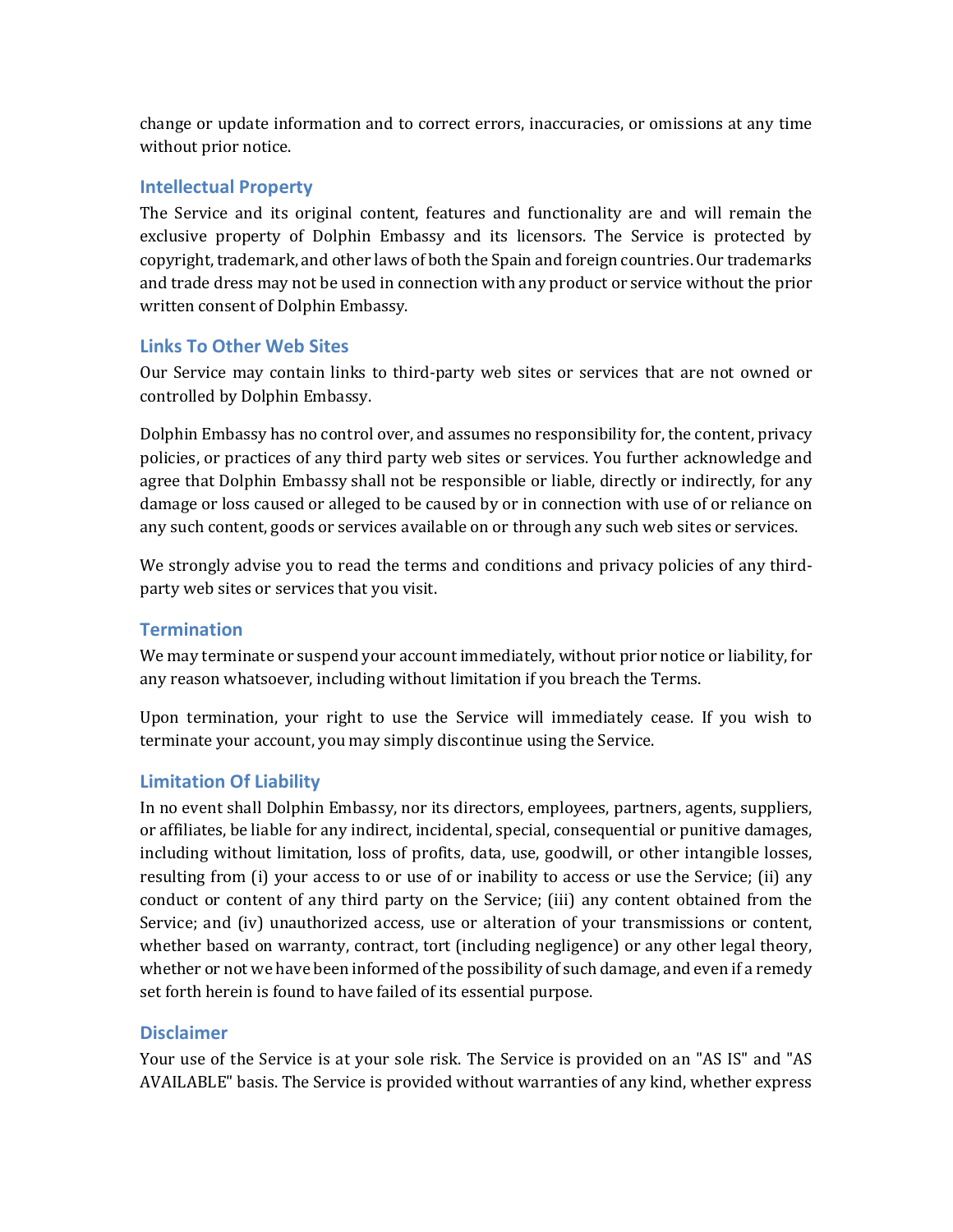change or update information and to correct errors, inaccuracies, or omissions at any time without prior notice.

## Intellectual Property

The Service and its original content, features and functionality are and will remain the exclusive property of Dolphin Embassy and its licensors. The Service is protected by copyright, trademark, and other laws of both the Spain and foreign countries. Our trademarks and trade dress may not be used in connection with any product or service without the prior written consent of Dolphin Embassy.

## Links To Other Web Sites

Our Service may contain links to third-party web sites or services that are not owned or controlled by Dolphin Embassy.

Dolphin Embassy has no control over, and assumes no responsibility for, the content, privacy policies, or practices of any third party web sites or services. You further acknowledge and agree that Dolphin Embassy shall not be responsible or liable, directly or indirectly, for any damage or loss caused or alleged to be caused by or in connection with use of or reliance on any such content, goods or services available on or through any such web sites or services.

We strongly advise you to read the terms and conditions and privacy policies of any third-party web sites or services that you visit.

## Termination

We may terminate or suspend your account immediately, without prior notice or liability, for any reason whatsoever, including without limitation if you breach the Terms.

Upon termination, your right to use the Service will immediately cease. If you wish to terminate your account, you may simply discontinue using the Service.

## Limitation Of Liability

In no event shall Dolphin Embassy, nor its directors, employees, partners, agents, suppliers, or affiliates, be liable for any indirect, incidental, special, consequential or punitive damages, including without limitation, loss of profits, data, use, goodwill, or other intangible losses, resulting from (i) your access to or use of or inability to access or use the Service; (ii) any conduct or content of any third party on the Service; (iii) any content obtained from the Service; and (iv) unauthorized access, use or alteration of your transmissions or content, whether based on warranty, contract, tort (including negligence) or any other legal theory, whether or not we have been informed of the possibility of such damage, and even if a remedy set forth herein is found to have failed of its essential purpose.

## Disclaimer

Your use of the Service is at your sole risk. The Service is provided on an "AS IS" and "AS AVAILABLE" basis. The Service is provided without warranties of any kind, whether express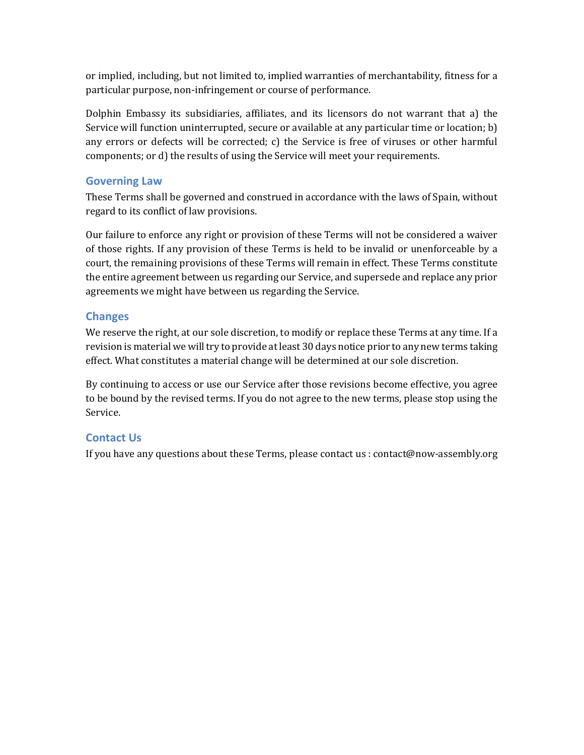or implied, including, but not limited to, implied warranties of merchantability, fitness for a particular purpose, non-infringement or course of performance.

Dolphin Embassy its subsidiaries, affiliates, and its licensors do not warrant that a) the Service will function uninterrupted, secure or available at any particular time or location; b) any errors or defects will be corrected; c) the Service is free of viruses or other harmful components; or d) the results of using the Service will meet your requirements.

## Governing Law

These Terms shall be governed and construed in accordance with the laws of Spain, without regard to its conflict of law provisions.

Our failure to enforce any right or provision of these Terms will not be considered a waiver of those rights. If any provision of these Terms is held to be invalid or unenforceable by a court, the remaining provisions of these Terms will remain in effect. These Terms constitute the entire agreement between us regarding our Service, and supersede and replace any prior agreements we might have between us regarding the Service.

## Changes

We reserve the right, at our sole discretion, to modify or replace these Terms at any time. If a revision is material we will try to provide at least 30 days notice prior to any new terms taking effect. What constitutes a material change will be determined at our sole discretion.

By continuing to access or use our Service after those revisions become effective, you agree to be bound by the revised terms. If you do not agree to the new terms, please stop using the Service.

## Contact Us

If you have any questions about these Terms, please contact us : contact@now-assembly.org